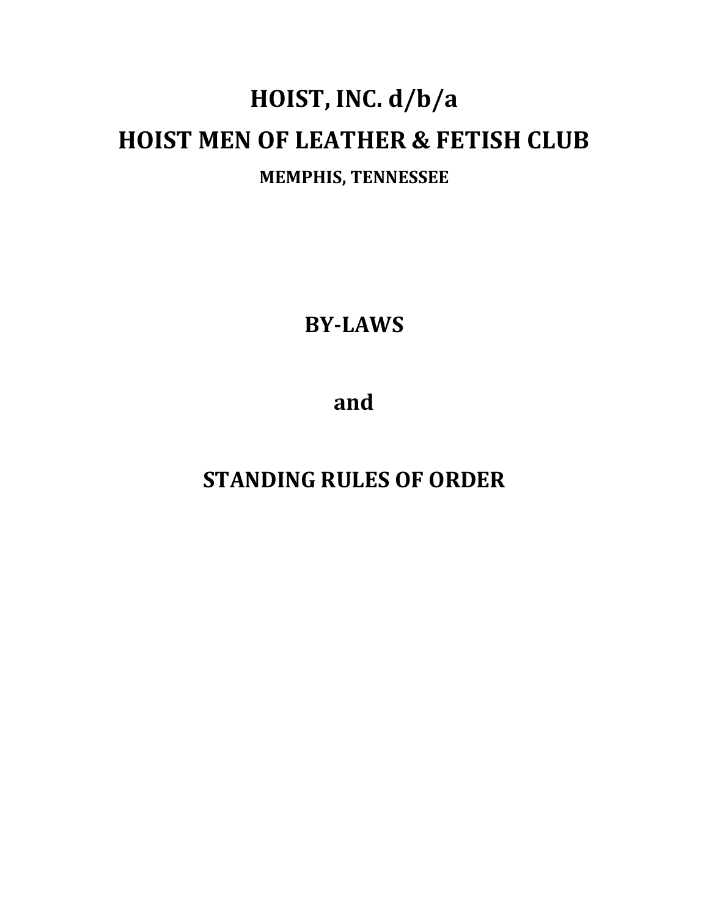# HOIST, INC. d/b/a

# HOIST MEN OF LEATHER & FETISH CLUB

### MEMPHIS, TENNESSEE

## BY-LAWS

## and

## STANDING RULES OF ORDER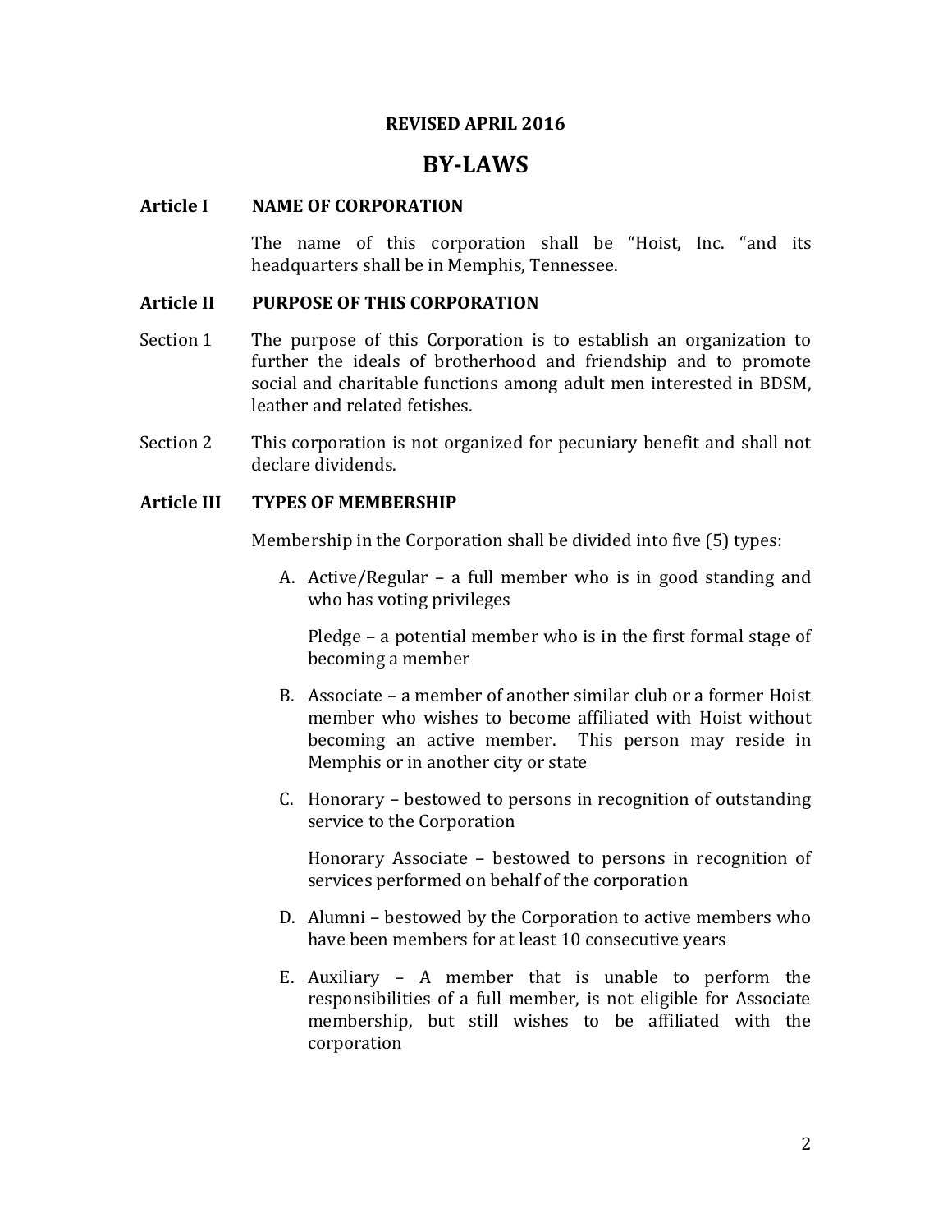**REVISED APRIL 2016**

# BY-LAWS

## Article I NAME OF CORPORATION

The name of this corporation shall be "Hoist, Inc. "and its headquarters shall be in Memphis, Tennessee.

## Article II PURPOSE OF THIS CORPORATION

Section 1 The purpose of this Corporation is to establish an organization to further the ideals of brotherhood and friendship and to promote social and charitable functions among adult men interested in BDSM, leather and related fetishes.

Section 2 This corporation is not organized for pecuniary benefit and shall not declare dividends.

## Article III TYPES OF MEMBERSHIP

Membership in the Corporation shall be divided into five (5) types:

A. Active/Regular – a full member who is in good standing and who has voting privileges

   Pledge – a potential member who is in the first formal stage of becoming a member

B. Associate – a member of another similar club or a former Hoist member who wishes to become affiliated with Hoist without becoming an active member. This person may reside in Memphis or in another city or state

C. Honorary – bestowed to persons in recognition of outstanding service to the Corporation

   Honorary Associate – bestowed to persons in recognition of services performed on behalf of the corporation

D. Alumni – bestowed by the Corporation to active members who have been members for at least 10 consecutive years

E. Auxiliary – A member that is unable to perform the responsibilities of a full member, is not eligible for Associate membership, but still wishes to be affiliated with the corporation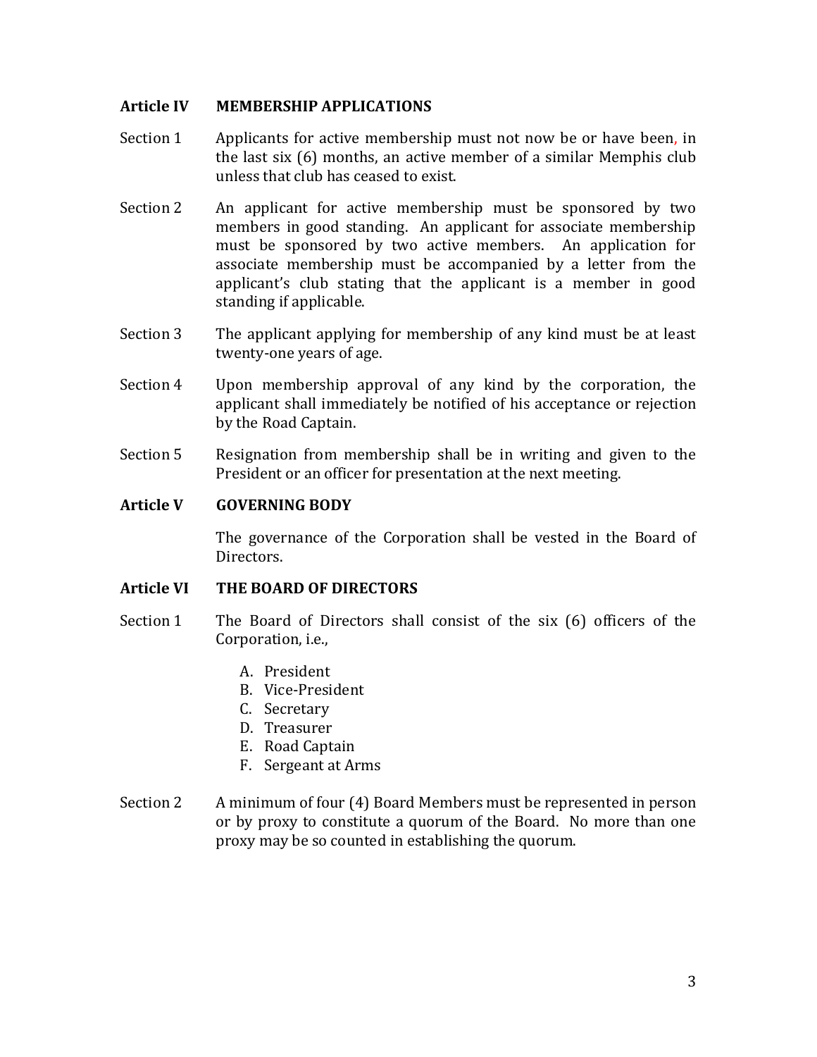**Article IV MEMBERSHIP APPLICATIONS**

Section 1 Applicants for active membership must not now be or have been, in the last six (6) months, an active member of a similar Memphis club unless that club has ceased to exist.

Section 2 An applicant for active membership must be sponsored by two members in good standing. An applicant for associate membership must be sponsored by two active members. An application for associate membership must be accompanied by a letter from the applicant's club stating that the applicant is a member in good standing if applicable.

Section 3 The applicant applying for membership of any kind must be at least twenty-one years of age.

Section 4 Upon membership approval of any kind by the corporation, the applicant shall immediately be notified of his acceptance or rejection by the Road Captain.

Section 5 Resignation from membership shall be in writing and given to the President or an officer for presentation at the next meeting.

**Article V GOVERNING BODY**

The governance of the Corporation shall be vested in the Board of Directors.

**Article VI THE BOARD OF DIRECTORS**

Section 1 The Board of Directors shall consist of the six (6) officers of the Corporation, i.e.,

A. President
B. Vice-President
C. Secretary
D. Treasurer
E. Road Captain
F. Sergeant at Arms

Section 2 A minimum of four (4) Board Members must be represented in person or by proxy to constitute a quorum of the Board. No more than one proxy may be so counted in establishing the quorum.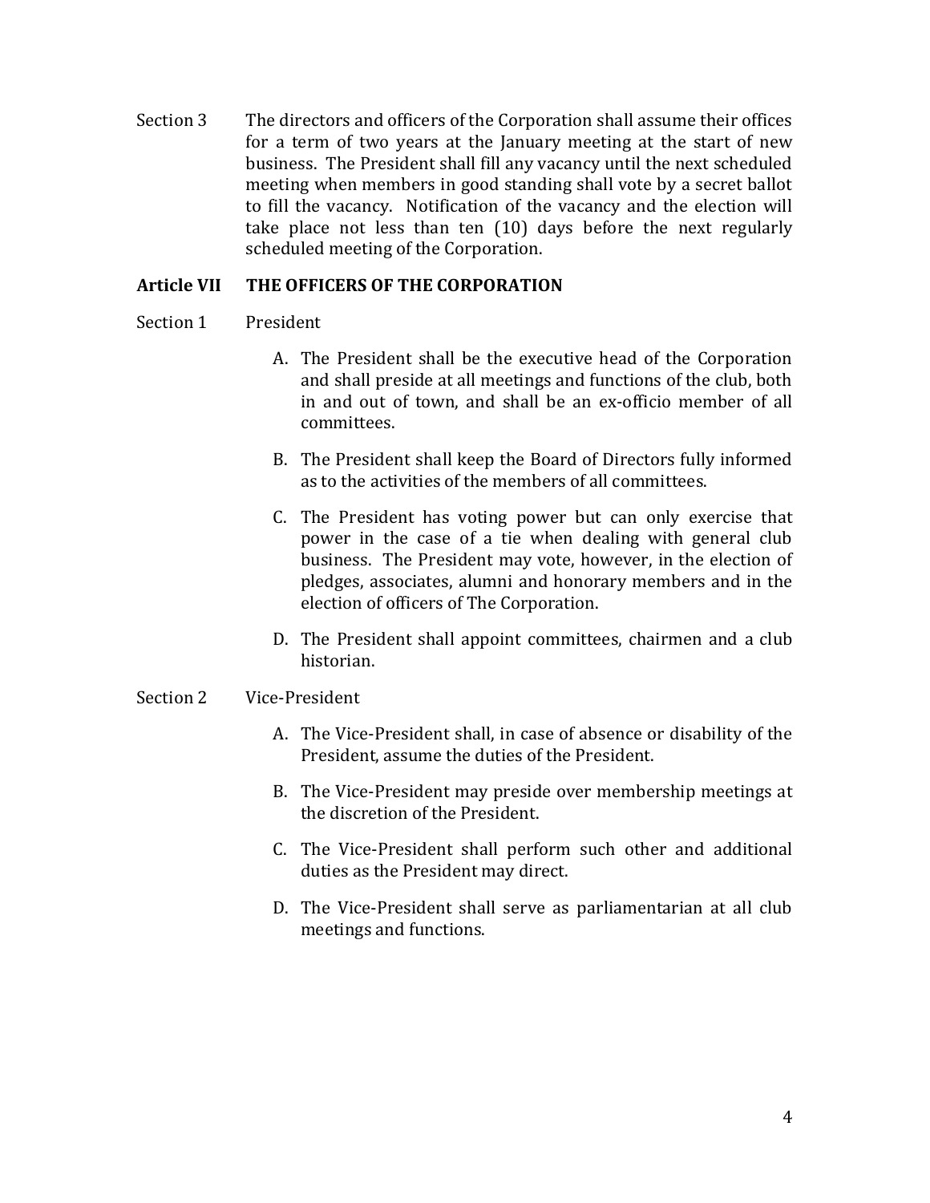Section 3 The directors and officers of the Corporation shall assume their offices for a term of two years at the January meeting at the start of new business. The President shall fill any vacancy until the next scheduled meeting when members in good standing shall vote by a secret ballot to fill the vacancy. Notification of the vacancy and the election will take place not less than ten (10) days before the next regularly scheduled meeting of the Corporation.

## Article VII THE OFFICERS OF THE CORPORATION

Section 1 President

A. The President shall be the executive head of the Corporation and shall preside at all meetings and functions of the club, both in and out of town, and shall be an ex-officio member of all committees.

B. The President shall keep the Board of Directors fully informed as to the activities of the members of all committees.

C. The President has voting power but can only exercise that power in the case of a tie when dealing with general club business. The President may vote, however, in the election of pledges, associates, alumni and honorary members and in the election of officers of The Corporation.

D. The President shall appoint committees, chairmen and a club historian.

Section 2 Vice-President

A. The Vice-President shall, in case of absence or disability of the President, assume the duties of the President.

B. The Vice-President may preside over membership meetings at the discretion of the President.

C. The Vice-President shall perform such other and additional duties as the President may direct.

D. The Vice-President shall serve as parliamentarian at all club meetings and functions.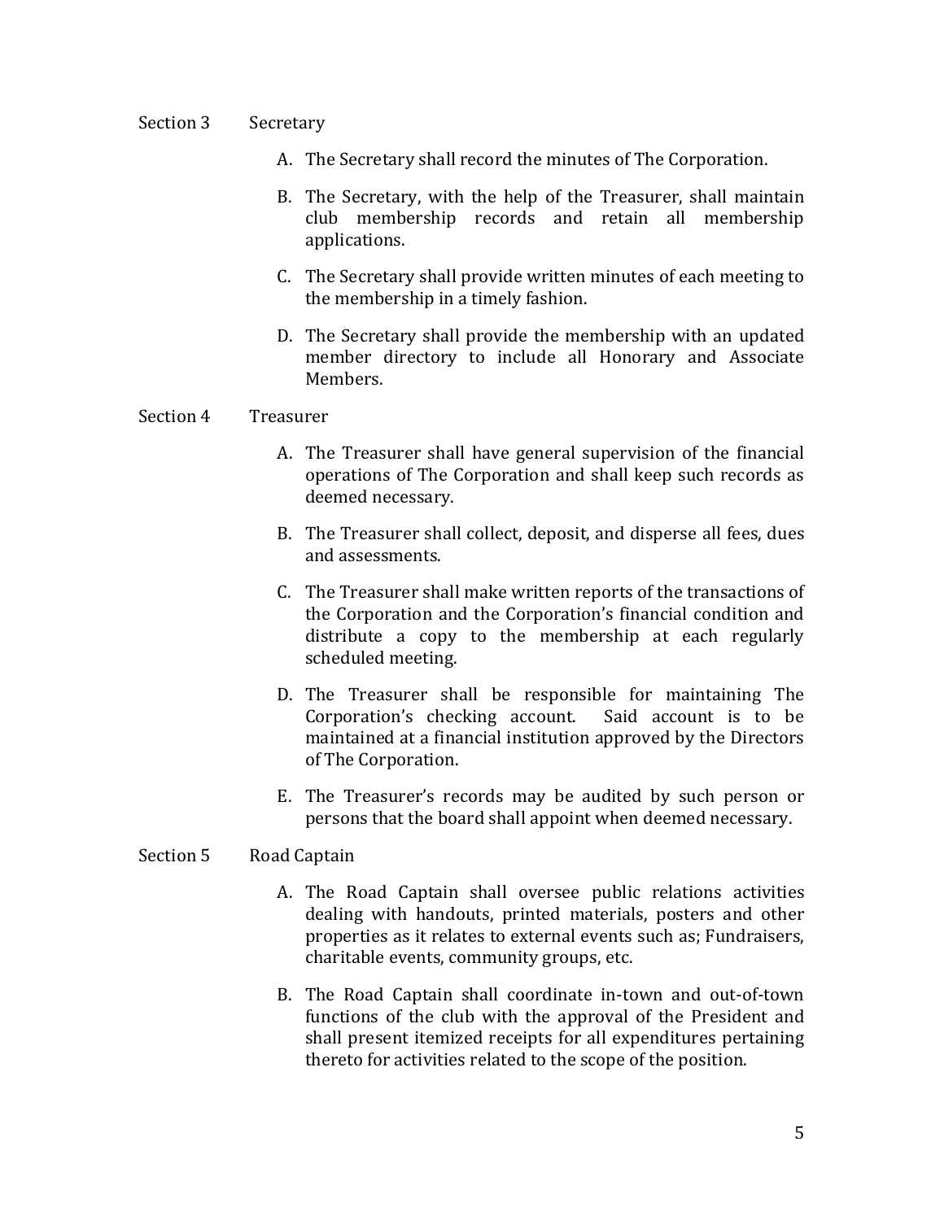Section 3 Secretary

A. The Secretary shall record the minutes of The Corporation.

B. The Secretary, with the help of the Treasurer, shall maintain club membership records and retain all membership applications.

C. The Secretary shall provide written minutes of each meeting to the membership in a timely fashion.

D. The Secretary shall provide the membership with an updated member directory to include all Honorary and Associate Members.

Section 4 Treasurer

A. The Treasurer shall have general supervision of the financial operations of The Corporation and shall keep such records as deemed necessary.

B. The Treasurer shall collect, deposit, and disperse all fees, dues and assessments.

C. The Treasurer shall make written reports of the transactions of the Corporation and the Corporation's financial condition and distribute a copy to the membership at each regularly scheduled meeting.

D. The Treasurer shall be responsible for maintaining The Corporation's checking account. Said account is to be maintained at a financial institution approved by the Directors of The Corporation.

E. The Treasurer's records may be audited by such person or persons that the board shall appoint when deemed necessary.

Section 5 Road Captain

A. The Road Captain shall oversee public relations activities dealing with handouts, printed materials, posters and other properties as it relates to external events such as; Fundraisers, charitable events, community groups, etc.

B. The Road Captain shall coordinate in-town and out-of-town functions of the club with the approval of the President and shall present itemized receipts for all expenditures pertaining thereto for activities related to the scope of the position.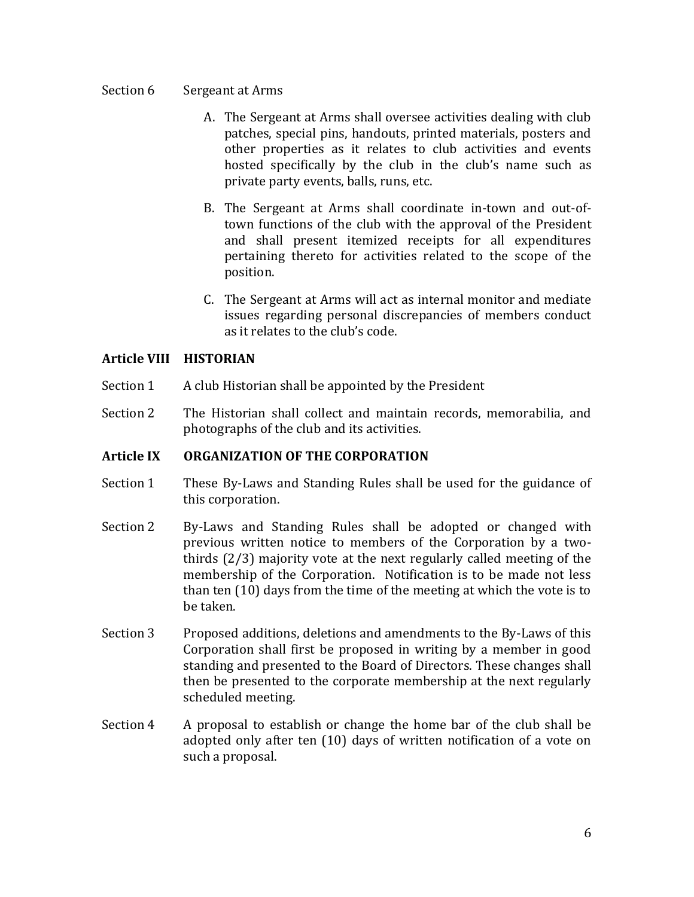Section 6 Sergeant at Arms

A. The Sergeant at Arms shall oversee activities dealing with club patches, special pins, handouts, printed materials, posters and other properties as it relates to club activities and events hosted specifically by the club in the club's name such as private party events, balls, runs, etc.

B. The Sergeant at Arms shall coordinate in-town and out-of-town functions of the club with the approval of the President and shall present itemized receipts for all expenditures pertaining thereto for activities related to the scope of the position.

C. The Sergeant at Arms will act as internal monitor and mediate issues regarding personal discrepancies of members conduct as it relates to the club's code.

## Article VIII HISTORIAN

Section 1 A club Historian shall be appointed by the President

Section 2 The Historian shall collect and maintain records, memorabilia, and photographs of the club and its activities.

## Article IX ORGANIZATION OF THE CORPORATION

Section 1 These By-Laws and Standing Rules shall be used for the guidance of this corporation.

Section 2 By-Laws and Standing Rules shall be adopted or changed with previous written notice to members of the Corporation by a two-thirds (2/3) majority vote at the next regularly called meeting of the membership of the Corporation. Notification is to be made not less than ten (10) days from the time of the meeting at which the vote is to be taken.

Section 3 Proposed additions, deletions and amendments to the By-Laws of this Corporation shall first be proposed in writing by a member in good standing and presented to the Board of Directors. These changes shall then be presented to the corporate membership at the next regularly scheduled meeting.

Section 4 A proposal to establish or change the home bar of the club shall be adopted only after ten (10) days of written notification of a vote on such a proposal.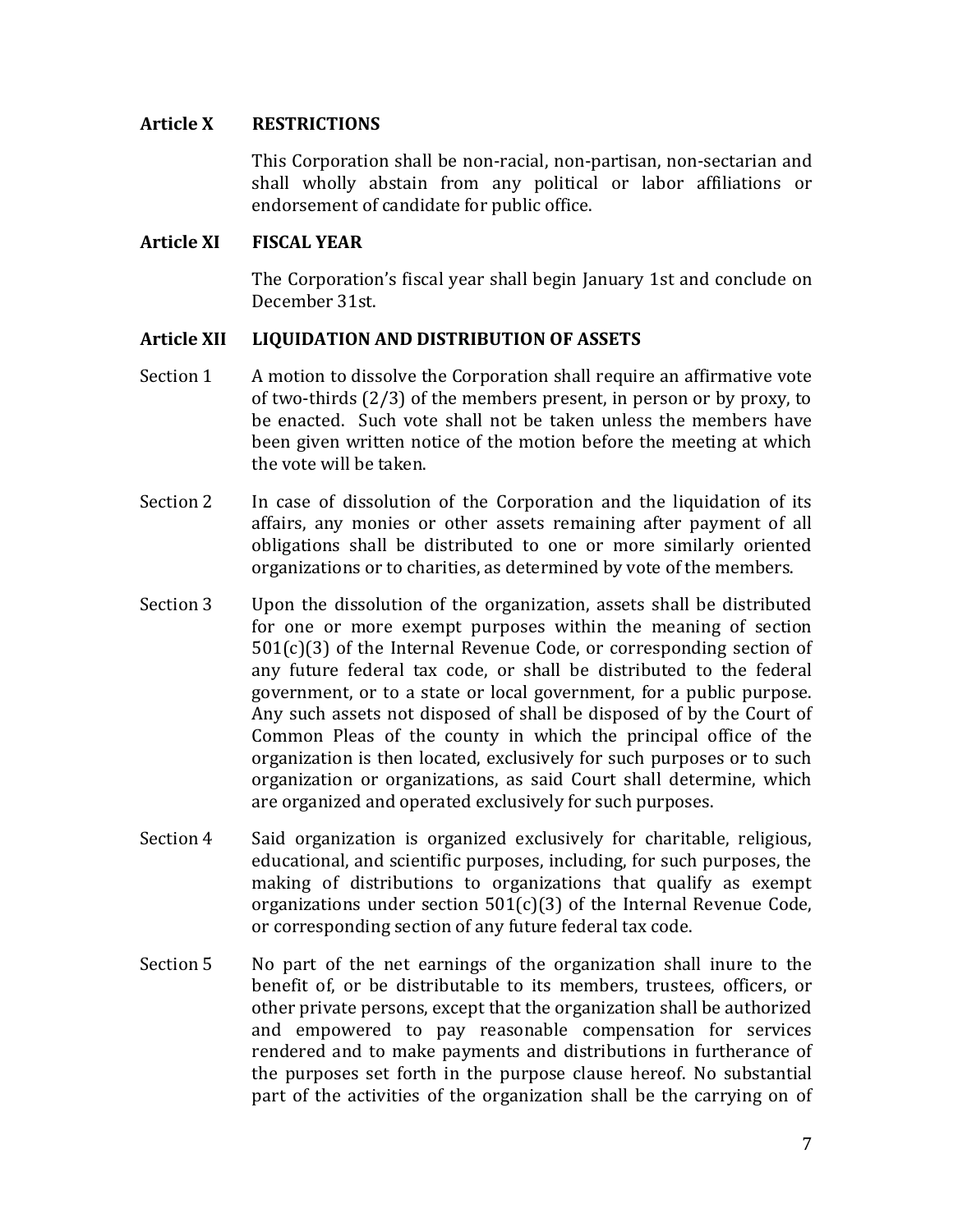**Article X RESTRICTIONS**

This Corporation shall be non-racial, non-partisan, non-sectarian and shall wholly abstain from any political or labor affiliations or endorsement of candidate for public office.

**Article XI FISCAL YEAR**

The Corporation's fiscal year shall begin January 1st and conclude on December 31st.

**Article XII LIQUIDATION AND DISTRIBUTION OF ASSETS**

Section 1 A motion to dissolve the Corporation shall require an affirmative vote of two-thirds (2/3) of the members present, in person or by proxy, to be enacted. Such vote shall not be taken unless the members have been given written notice of the motion before the meeting at which the vote will be taken.

Section 2 In case of dissolution of the Corporation and the liquidation of its affairs, any monies or other assets remaining after payment of all obligations shall be distributed to one or more similarly oriented organizations or to charities, as determined by vote of the members.

Section 3 Upon the dissolution of the organization, assets shall be distributed for one or more exempt purposes within the meaning of section 501(c)(3) of the Internal Revenue Code, or corresponding section of any future federal tax code, or shall be distributed to the federal government, or to a state or local government, for a public purpose. Any such assets not disposed of shall be disposed of by the Court of Common Pleas of the county in which the principal office of the organization is then located, exclusively for such purposes or to such organization or organizations, as said Court shall determine, which are organized and operated exclusively for such purposes.

Section 4 Said organization is organized exclusively for charitable, religious, educational, and scientific purposes, including, for such purposes, the making of distributions to organizations that qualify as exempt organizations under section 501(c)(3) of the Internal Revenue Code, or corresponding section of any future federal tax code.

Section 5 No part of the net earnings of the organization shall inure to the benefit of, or be distributable to its members, trustees, officers, or other private persons, except that the organization shall be authorized and empowered to pay reasonable compensation for services rendered and to make payments and distributions in furtherance of the purposes set forth in the purpose clause hereof. No substantial part of the activities of the organization shall be the carrying on of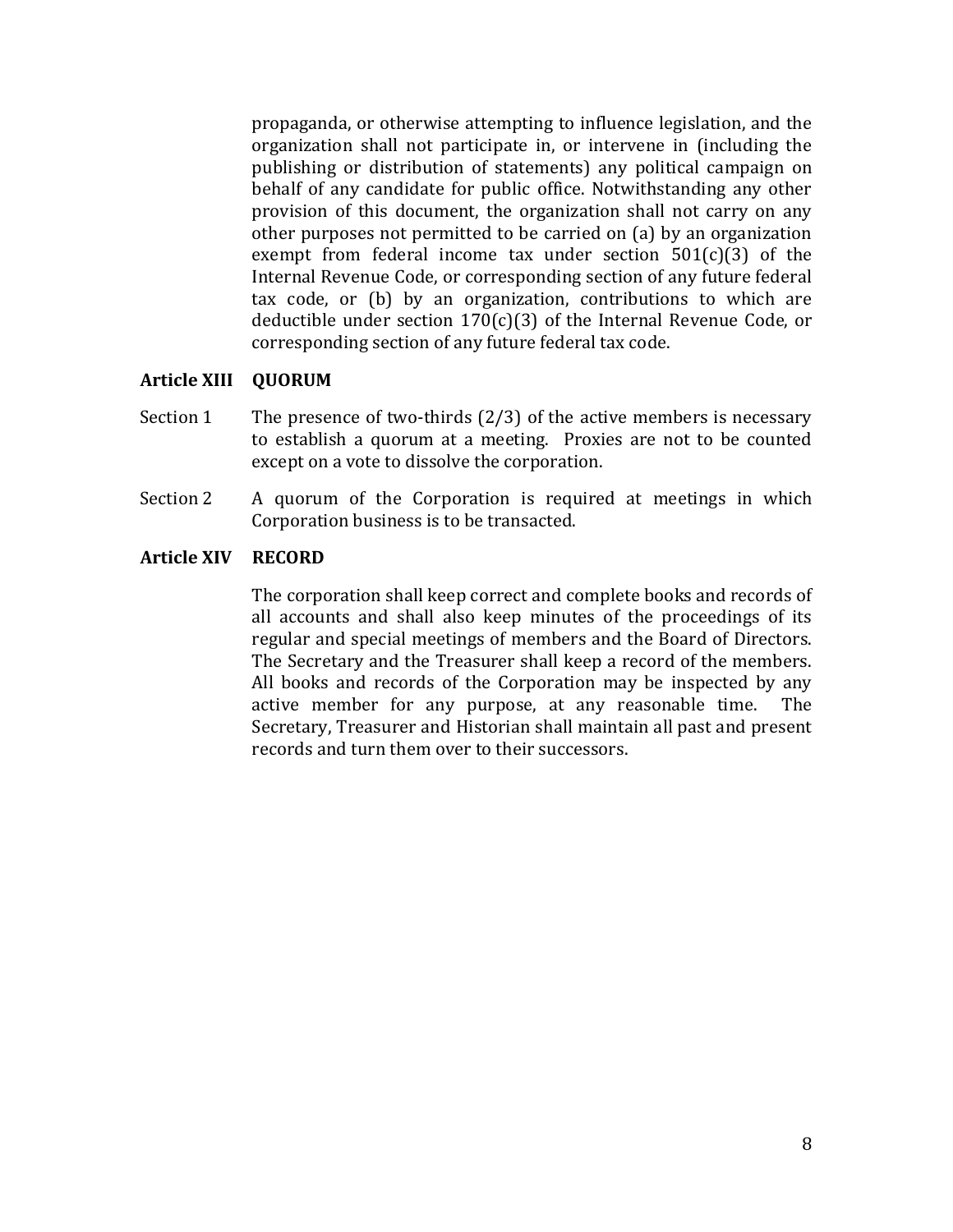propaganda, or otherwise attempting to influence legislation, and the organization shall not participate in, or intervene in (including the publishing or distribution of statements) any political campaign on behalf of any candidate for public office. Notwithstanding any other provision of this document, the organization shall not carry on any other purposes not permitted to be carried on (a) by an organization exempt from federal income tax under section 501(c)(3) of the Internal Revenue Code, or corresponding section of any future federal tax code, or (b) by an organization, contributions to which are deductible under section 170(c)(3) of the Internal Revenue Code, or corresponding section of any future federal tax code.

**Article XIII QUORUM**

Section 1 The presence of two-thirds (2/3) of the active members is necessary to establish a quorum at a meeting. Proxies are not to be counted except on a vote to dissolve the corporation.

Section 2 A quorum of the Corporation is required at meetings in which Corporation business is to be transacted.

**Article XIV RECORD**

The corporation shall keep correct and complete books and records of all accounts and shall also keep minutes of the proceedings of its regular and special meetings of members and the Board of Directors. The Secretary and the Treasurer shall keep a record of the members. All books and records of the Corporation may be inspected by any active member for any purpose, at any reasonable time. The Secretary, Treasurer and Historian shall maintain all past and present records and turn them over to their successors.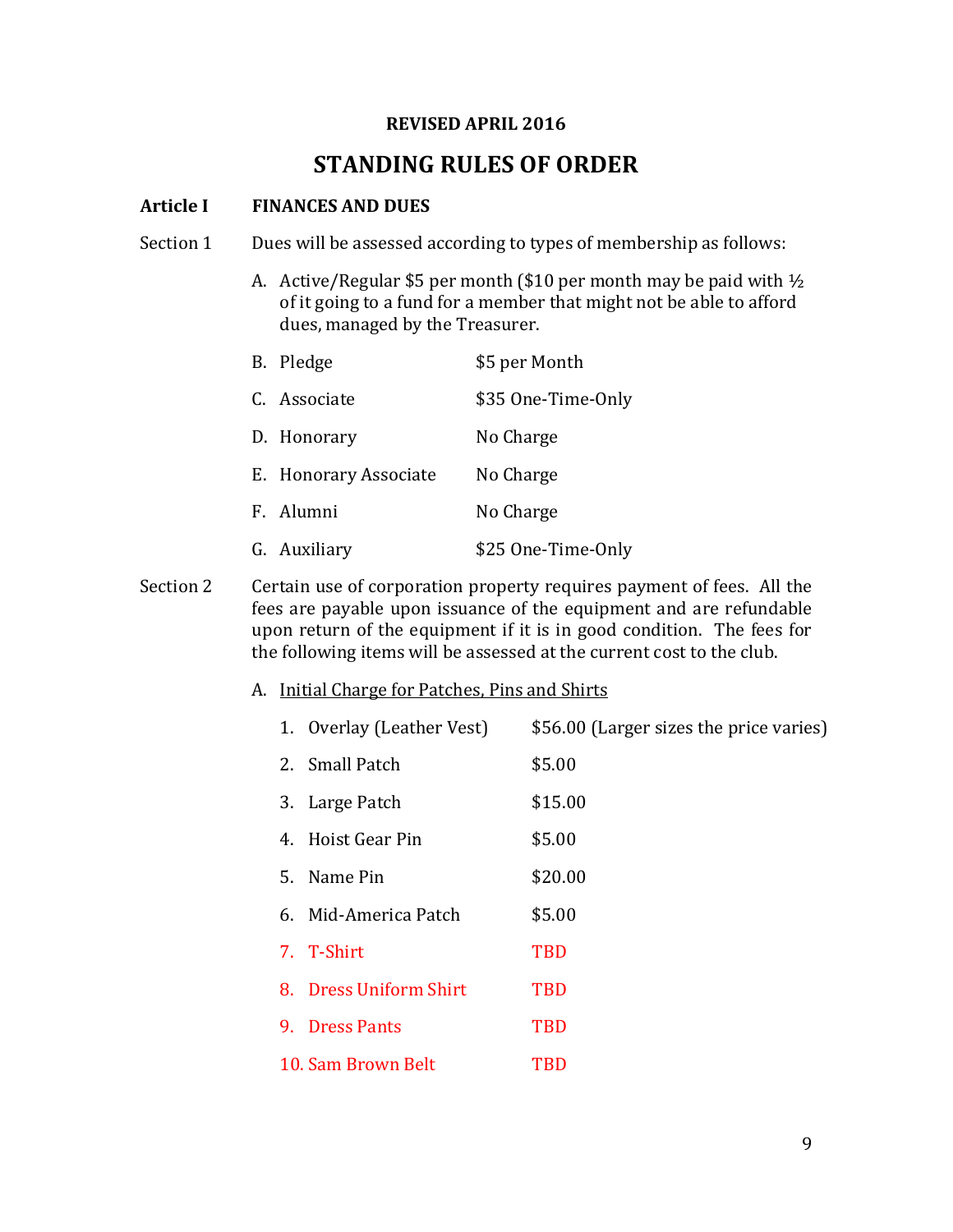**REVISED APRIL 2016**

# STANDING RULES OF ORDER

## Article I FINANCES AND DUES

Section 1 Dues will be assessed according to types of membership as follows:

A. Active/Regular $5 per month ($10 per month may be paid with ½ of it going to a fund for a member that might not be able to afford dues, managed by the Treasurer.

B. Pledge $5 per Month

C. Associate $35 One-Time-Only

D. Honorary No Charge

E. Honorary Associate No Charge

F. Alumni No Charge

G. Auxiliary $25 One-Time-Only

Section 2 Certain use of corporation property requires payment of fees. All the fees are payable upon issuance of the equipment and are refundable upon return of the equipment if it is in good condition. The fees for the following items will be assessed at the current cost to the club.

A. <u>Initial Charge for Patches, Pins and Shirts</u>

1. Overlay (Leather Vest) $56.00 (Larger sizes the price varies)
2. Small Patch $5.00
3. Large Patch $15.00
4. Hoist Gear Pin $5.00
5. Name Pin $20.00
6. Mid-America Patch $5.00
7. T-Shirt TBD
8. Dress Uniform Shirt TBD
9. Dress Pants TBD
10. Sam Brown Belt TBD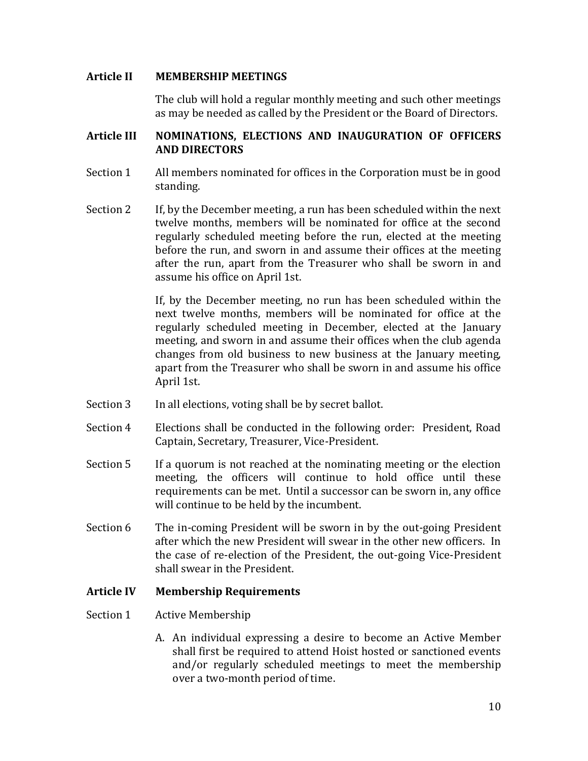**Article II MEMBERSHIP MEETINGS**

The club will hold a regular monthly meeting and such other meetings as may be needed as called by the President or the Board of Directors.

**Article III NOMINATIONS, ELECTIONS AND INAUGURATION OF OFFICERS AND DIRECTORS**

Section 1 All members nominated for offices in the Corporation must be in good standing.

Section 2 If, by the December meeting, a run has been scheduled within the next twelve months, members will be nominated for office at the second regularly scheduled meeting before the run, elected at the meeting before the run, and sworn in and assume their offices at the meeting after the run, apart from the Treasurer who shall be sworn in and assume his office on April 1st.

If, by the December meeting, no run has been scheduled within the next twelve months, members will be nominated for office at the regularly scheduled meeting in December, elected at the January meeting, and sworn in and assume their offices when the club agenda changes from old business to new business at the January meeting, apart from the Treasurer who shall be sworn in and assume his office April 1st.

Section 3 In all elections, voting shall be by secret ballot.

Section 4 Elections shall be conducted in the following order: President, Road Captain, Secretary, Treasurer, Vice-President.

Section 5 If a quorum is not reached at the nominating meeting or the election meeting, the officers will continue to hold office until these requirements can be met. Until a successor can be sworn in, any office will continue to be held by the incumbent.

Section 6 The in-coming President will be sworn in by the out-going President after which the new President will swear in the other new officers. In the case of re-election of the President, the out-going Vice-President shall swear in the President.

**Article IV Membership Requirements**

Section 1 Active Membership

A. An individual expressing a desire to become an Active Member shall first be required to attend Hoist hosted or sanctioned events and/or regularly scheduled meetings to meet the membership over a two-month period of time.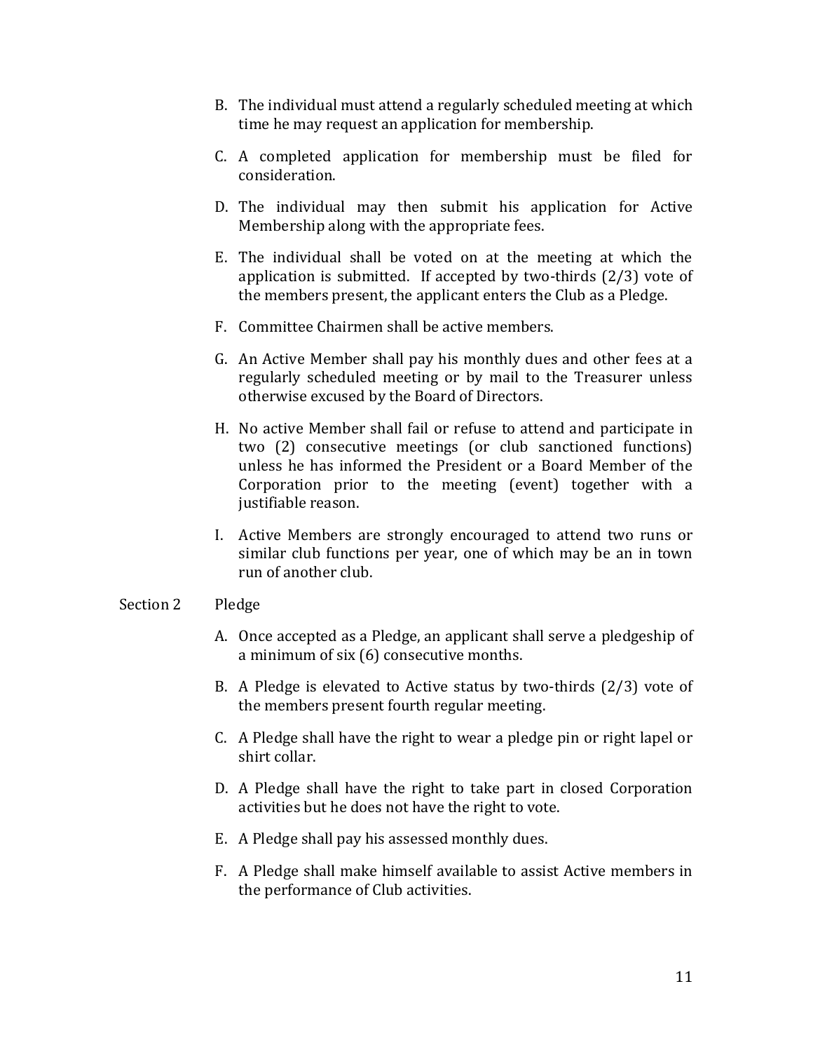B. The individual must attend a regularly scheduled meeting at which time he may request an application for membership.

C. A completed application for membership must be filed for consideration.

D. The individual may then submit his application for Active Membership along with the appropriate fees.

E. The individual shall be voted on at the meeting at which the application is submitted. If accepted by two-thirds (2/3) vote of the members present, the applicant enters the Club as a Pledge.

F. Committee Chairmen shall be active members.

G. An Active Member shall pay his monthly dues and other fees at a regularly scheduled meeting or by mail to the Treasurer unless otherwise excused by the Board of Directors.

H. No active Member shall fail or refuse to attend and participate in two (2) consecutive meetings (or club sanctioned functions) unless he has informed the President or a Board Member of the Corporation prior to the meeting (event) together with a justifiable reason.

I. Active Members are strongly encouraged to attend two runs or similar club functions per year, one of which may be an in town run of another club.

Section 2 Pledge

A. Once accepted as a Pledge, an applicant shall serve a pledgeship of a minimum of six (6) consecutive months.

B. A Pledge is elevated to Active status by two-thirds (2/3) vote of the members present fourth regular meeting.

C. A Pledge shall have the right to wear a pledge pin or right lapel or shirt collar.

D. A Pledge shall have the right to take part in closed Corporation activities but he does not have the right to vote.

E. A Pledge shall pay his assessed monthly dues.

F. A Pledge shall make himself available to assist Active members in the performance of Club activities.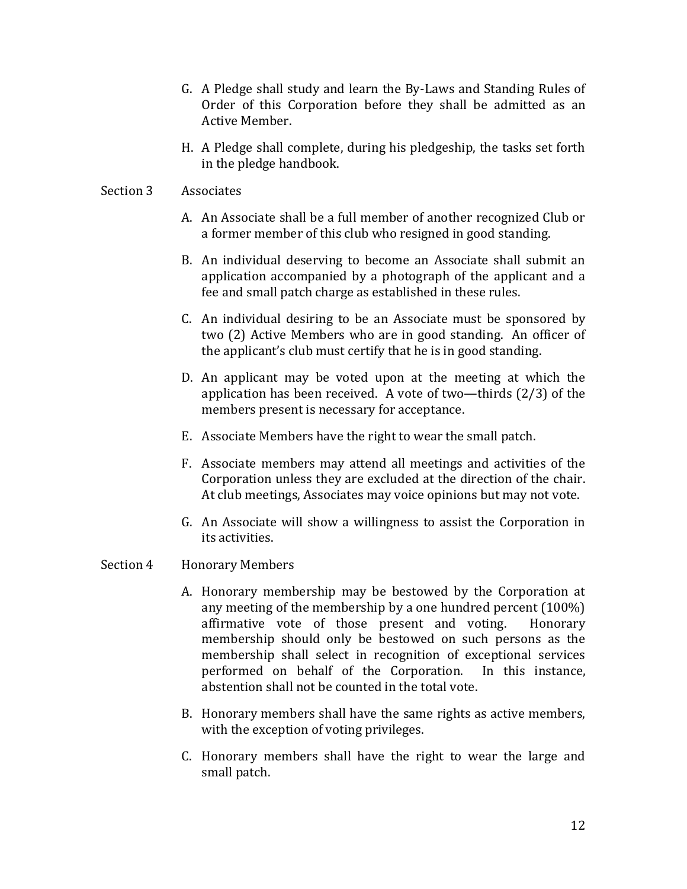G. A Pledge shall study and learn the By-Laws and Standing Rules of Order of this Corporation before they shall be admitted as an Active Member.

H. A Pledge shall complete, during his pledgeship, the tasks set forth in the pledge handbook.

Section 3 Associates

A. An Associate shall be a full member of another recognized Club or a former member of this club who resigned in good standing.

B. An individual deserving to become an Associate shall submit an application accompanied by a photograph of the applicant and a fee and small patch charge as established in these rules.

C. An individual desiring to be an Associate must be sponsored by two (2) Active Members who are in good standing. An officer of the applicant's club must certify that he is in good standing.

D. An applicant may be voted upon at the meeting at which the application has been received. A vote of two—thirds (2/3) of the members present is necessary for acceptance.

E. Associate Members have the right to wear the small patch.

F. Associate members may attend all meetings and activities of the Corporation unless they are excluded at the direction of the chair. At club meetings, Associates may voice opinions but may not vote.

G. An Associate will show a willingness to assist the Corporation in its activities.

Section 4 Honorary Members

A. Honorary membership may be bestowed by the Corporation at any meeting of the membership by a one hundred percent (100%) affirmative vote of those present and voting. Honorary membership should only be bestowed on such persons as the membership shall select in recognition of exceptional services performed on behalf of the Corporation. In this instance, abstention shall not be counted in the total vote.

B. Honorary members shall have the same rights as active members, with the exception of voting privileges.

C. Honorary members shall have the right to wear the large and small patch.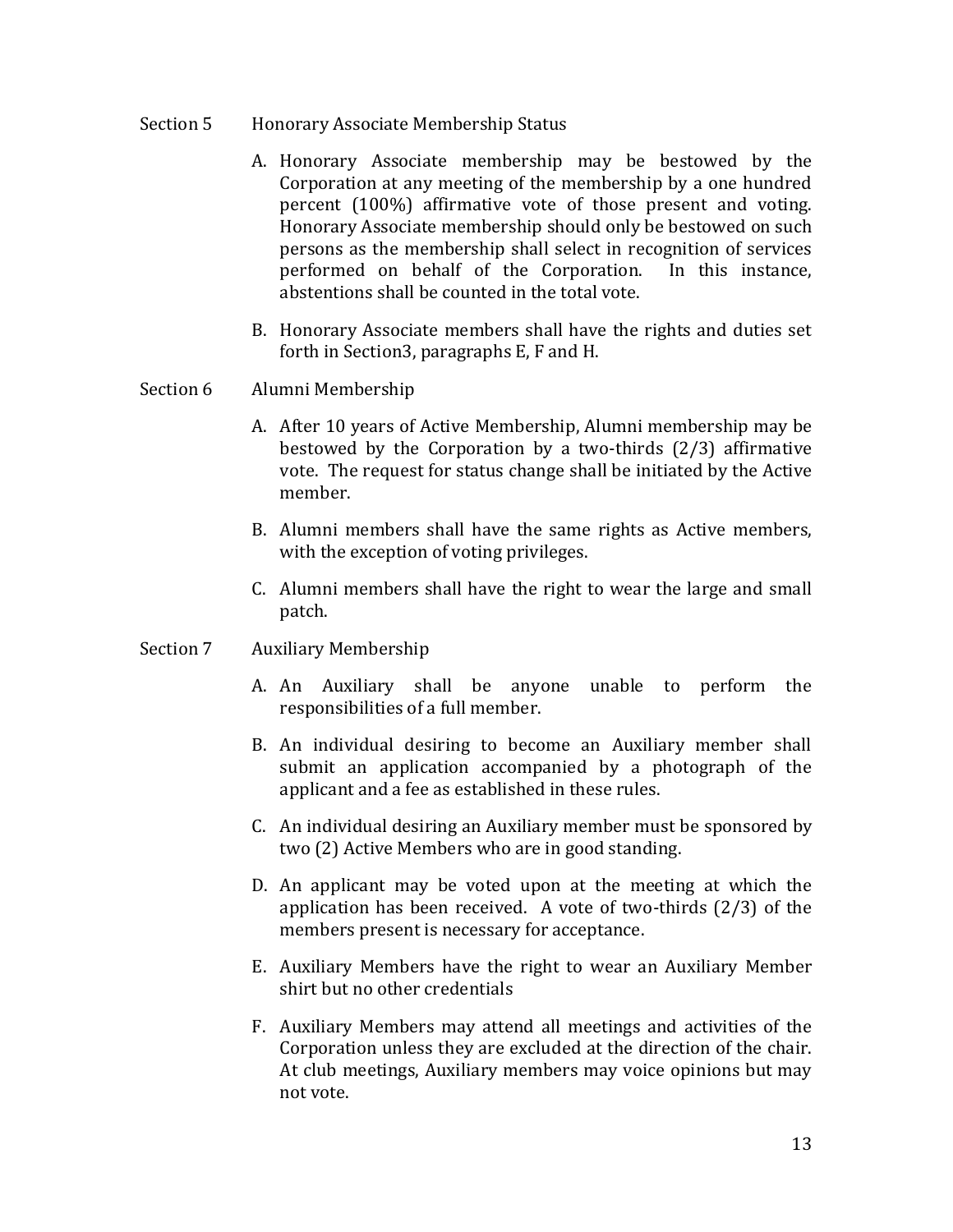## Section 5 Honorary Associate Membership Status

A. Honorary Associate membership may be bestowed by the Corporation at any meeting of the membership by a one hundred percent (100%) affirmative vote of those present and voting. Honorary Associate membership should only be bestowed on such persons as the membership shall select in recognition of services performed on behalf of the Corporation. In this instance, abstentions shall be counted in the total vote.

B. Honorary Associate members shall have the rights and duties set forth in Section3, paragraphs E, F and H.

## Section 6 Alumni Membership

A. After 10 years of Active Membership, Alumni membership may be bestowed by the Corporation by a two-thirds (2/3) affirmative vote. The request for status change shall be initiated by the Active member.

B. Alumni members shall have the same rights as Active members, with the exception of voting privileges.

C. Alumni members shall have the right to wear the large and small patch.

## Section 7 Auxiliary Membership

A. An Auxiliary shall be anyone unable to perform the responsibilities of a full member.

B. An individual desiring to become an Auxiliary member shall submit an application accompanied by a photograph of the applicant and a fee as established in these rules.

C. An individual desiring an Auxiliary member must be sponsored by two (2) Active Members who are in good standing.

D. An applicant may be voted upon at the meeting at which the application has been received. A vote of two-thirds (2/3) of the members present is necessary for acceptance.

E. Auxiliary Members have the right to wear an Auxiliary Member shirt but no other credentials

F. Auxiliary Members may attend all meetings and activities of the Corporation unless they are excluded at the direction of the chair. At club meetings, Auxiliary members may voice opinions but may not vote.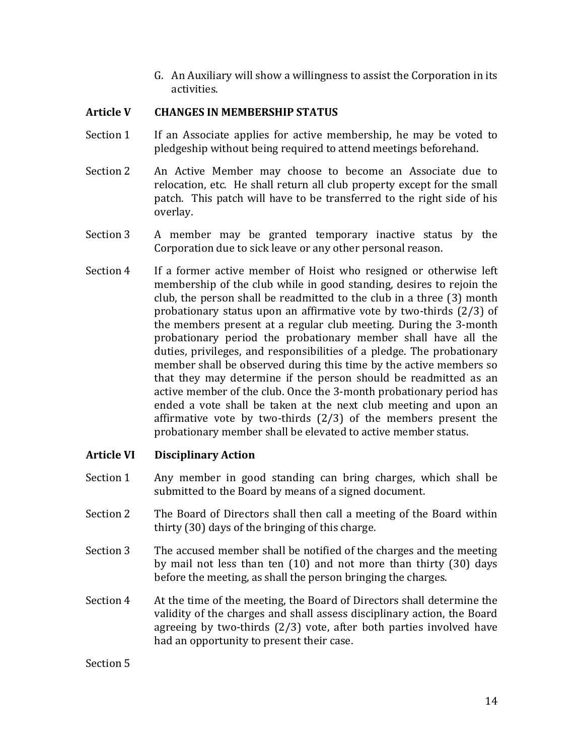G. An Auxiliary will show a willingness to assist the Corporation in its activities.

## Article V CHANGES IN MEMBERSHIP STATUS

Section 1 If an Associate applies for active membership, he may be voted to pledgeship without being required to attend meetings beforehand.

Section 2 An Active Member may choose to become an Associate due to relocation, etc. He shall return all club property except for the small patch. This patch will have to be transferred to the right side of his overlay.

Section 3 A member may be granted temporary inactive status by the Corporation due to sick leave or any other personal reason.

Section 4 If a former active member of Hoist who resigned or otherwise left membership of the club while in good standing, desires to rejoin the club, the person shall be readmitted to the club in a three (3) month probationary status upon an affirmative vote by two-thirds (2/3) of the members present at a regular club meeting. During the 3-month probationary period the probationary member shall have all the duties, privileges, and responsibilities of a pledge. The probationary member shall be observed during this time by the active members so that they may determine if the person should be readmitted as an active member of the club. Once the 3-month probationary period has ended a vote shall be taken at the next club meeting and upon an affirmative vote by two-thirds (2/3) of the members present the probationary member shall be elevated to active member status.

## Article VI Disciplinary Action

Section 1 Any member in good standing can bring charges, which shall be submitted to the Board by means of a signed document.

Section 2 The Board of Directors shall then call a meeting of the Board within thirty (30) days of the bringing of this charge.

Section 3 The accused member shall be notified of the charges and the meeting by mail not less than ten (10) and not more than thirty (30) days before the meeting, as shall the person bringing the charges.

Section 4 At the time of the meeting, the Board of Directors shall determine the validity of the charges and shall assess disciplinary action, the Board agreeing by two-thirds (2/3) vote, after both parties involved have had an opportunity to present their case.

Section 5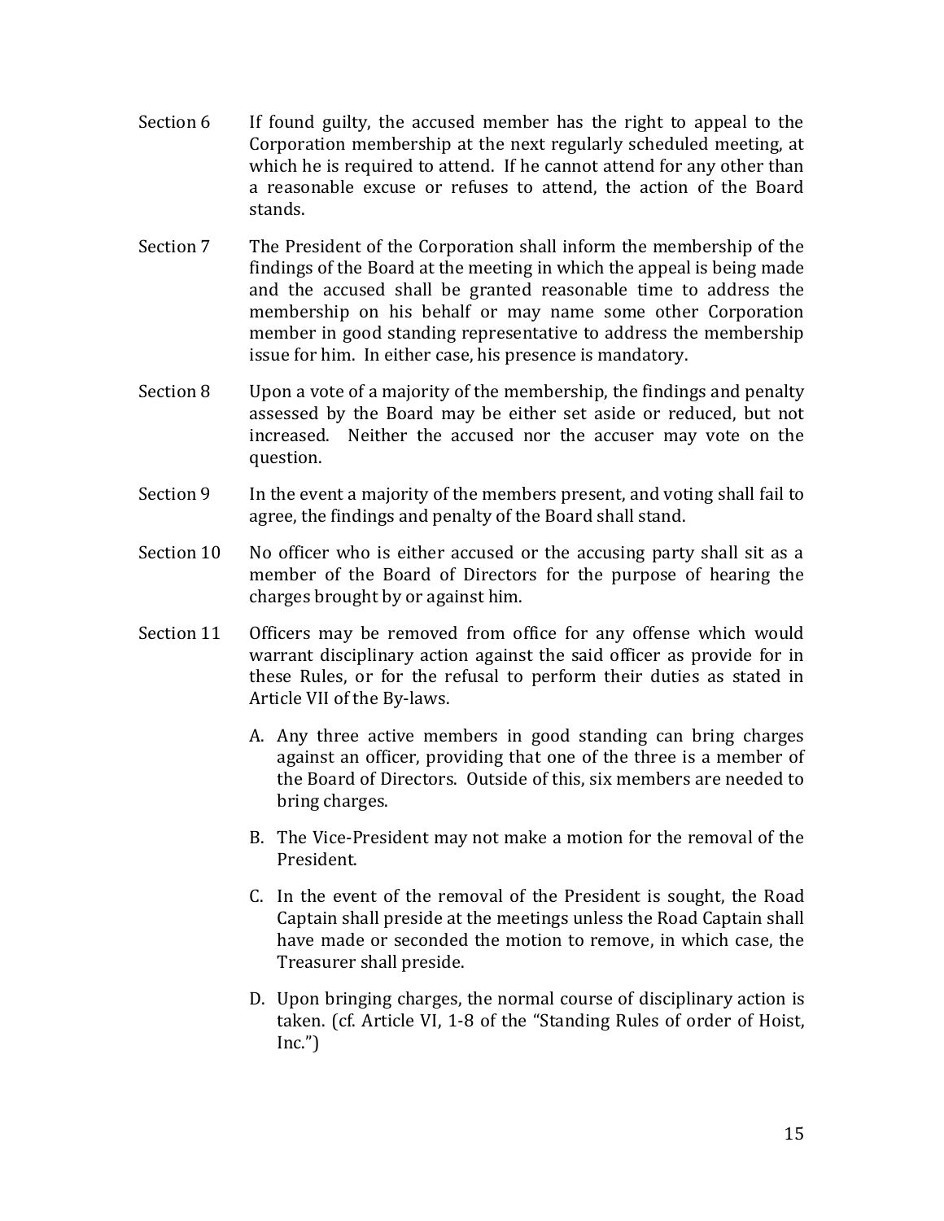Section 6 If found guilty, the accused member has the right to appeal to the Corporation membership at the next regularly scheduled meeting, at which he is required to attend. If he cannot attend for any other than a reasonable excuse or refuses to attend, the action of the Board stands.

Section 7 The President of the Corporation shall inform the membership of the findings of the Board at the meeting in which the appeal is being made and the accused shall be granted reasonable time to address the membership on his behalf or may name some other Corporation member in good standing representative to address the membership issue for him. In either case, his presence is mandatory.

Section 8 Upon a vote of a majority of the membership, the findings and penalty assessed by the Board may be either set aside or reduced, but not increased. Neither the accused nor the accuser may vote on the question.

Section 9 In the event a majority of the members present, and voting shall fail to agree, the findings and penalty of the Board shall stand.

Section 10 No officer who is either accused or the accusing party shall sit as a member of the Board of Directors for the purpose of hearing the charges brought by or against him.

Section 11 Officers may be removed from office for any offense which would warrant disciplinary action against the said officer as provide for in these Rules, or for the refusal to perform their duties as stated in Article VII of the By-laws.

A. Any three active members in good standing can bring charges against an officer, providing that one of the three is a member of the Board of Directors. Outside of this, six members are needed to bring charges.

B. The Vice-President may not make a motion for the removal of the President.

C. In the event of the removal of the President is sought, the Road Captain shall preside at the meetings unless the Road Captain shall have made or seconded the motion to remove, in which case, the Treasurer shall preside.

D. Upon bringing charges, the normal course of disciplinary action is taken. (cf. Article VI, 1-8 of the "Standing Rules of order of Hoist, Inc.")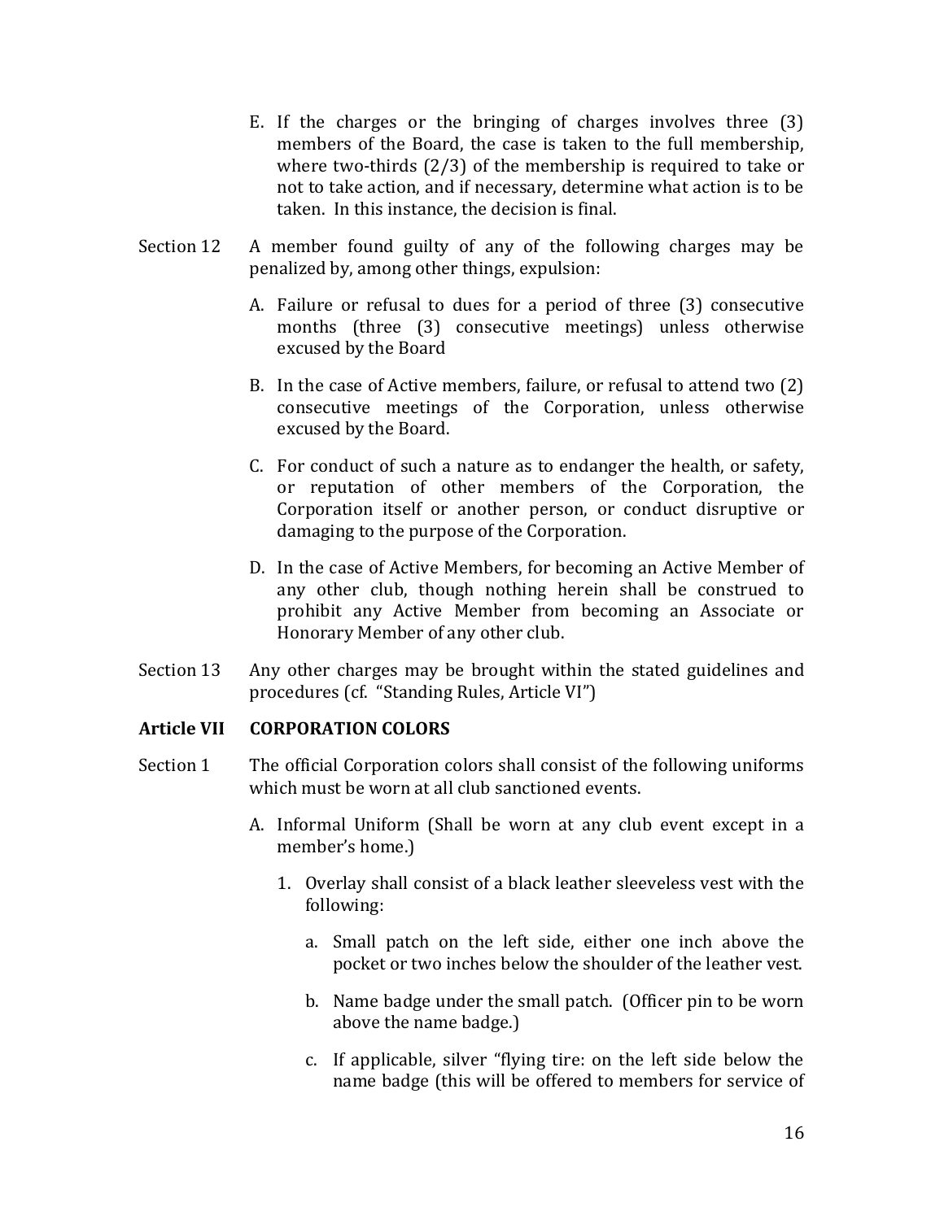E. If the charges or the bringing of charges involves three (3) members of the Board, the case is taken to the full membership, where two-thirds (2/3) of the membership is required to take or not to take action, and if necessary, determine what action is to be taken. In this instance, the decision is final.

Section 12 A member found guilty of any of the following charges may be penalized by, among other things, expulsion:

A. Failure or refusal to dues for a period of three (3) consecutive months (three (3) consecutive meetings) unless otherwise excused by the Board

B. In the case of Active members, failure, or refusal to attend two (2) consecutive meetings of the Corporation, unless otherwise excused by the Board.

C. For conduct of such a nature as to endanger the health, or safety, or reputation of other members of the Corporation, the Corporation itself or another person, or conduct disruptive or damaging to the purpose of the Corporation.

D. In the case of Active Members, for becoming an Active Member of any other club, though nothing herein shall be construed to prohibit any Active Member from becoming an Associate or Honorary Member of any other club.

Section 13 Any other charges may be brought within the stated guidelines and procedures (cf. "Standing Rules, Article VI")

**Article VII CORPORATION COLORS**

Section 1 The official Corporation colors shall consist of the following uniforms which must be worn at all club sanctioned events.

A. Informal Uniform (Shall be worn at any club event except in a member's home.)

1. Overlay shall consist of a black leather sleeveless vest with the following:

   a. Small patch on the left side, either one inch above the pocket or two inches below the shoulder of the leather vest.

   b. Name badge under the small patch. (Officer pin to be worn above the name badge.)

   c. If applicable, silver "flying tire: on the left side below the name badge (this will be offered to members for service of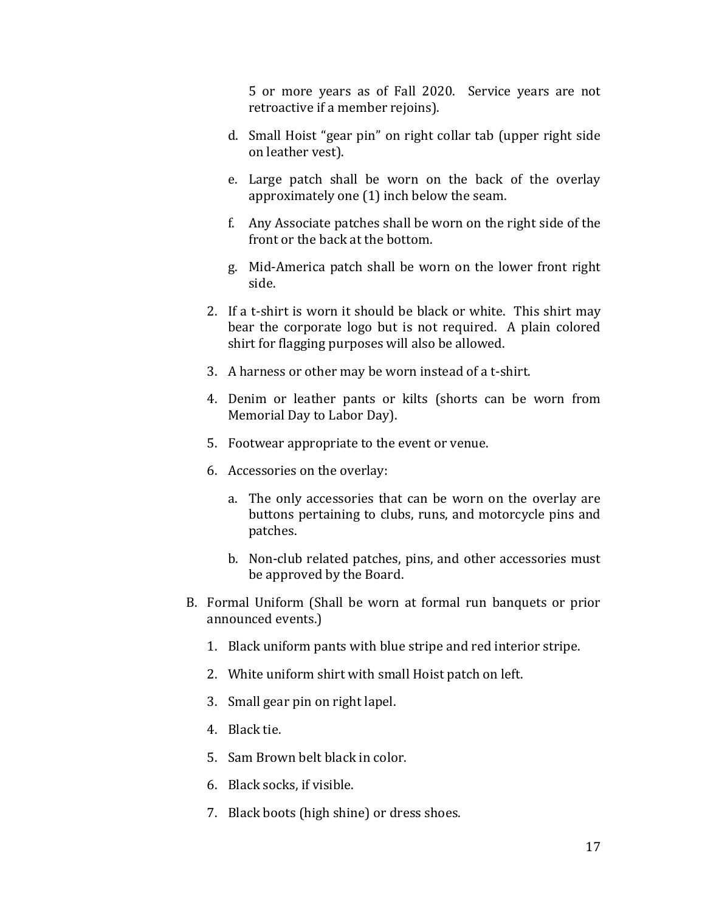5 or more years as of Fall 2020. Service years are not retroactive if a member rejoins).

   d. Small Hoist "gear pin" on right collar tab (upper right side on leather vest).

   e. Large patch shall be worn on the back of the overlay approximately one (1) inch below the seam.

   f. Any Associate patches shall be worn on the right side of the front or the back at the bottom.

   g. Mid-America patch shall be worn on the lower front right side.

2. If a t-shirt is worn it should be black or white. This shirt may bear the corporate logo but is not required. A plain colored shirt for flagging purposes will also be allowed.

3. A harness or other may be worn instead of a t-shirt.

4. Denim or leather pants or kilts (shorts can be worn from Memorial Day to Labor Day).

5. Footwear appropriate to the event or venue.

6. Accessories on the overlay:

   a. The only accessories that can be worn on the overlay are buttons pertaining to clubs, runs, and motorcycle pins and patches.

   b. Non-club related patches, pins, and other accessories must be approved by the Board.

B. Formal Uniform (Shall be worn at formal run banquets or prior announced events.)

   1. Black uniform pants with blue stripe and red interior stripe.

   2. White uniform shirt with small Hoist patch on left.

   3. Small gear pin on right lapel.

   4. Black tie.

   5. Sam Brown belt black in color.

   6. Black socks, if visible.

   7. Black boots (high shine) or dress shoes.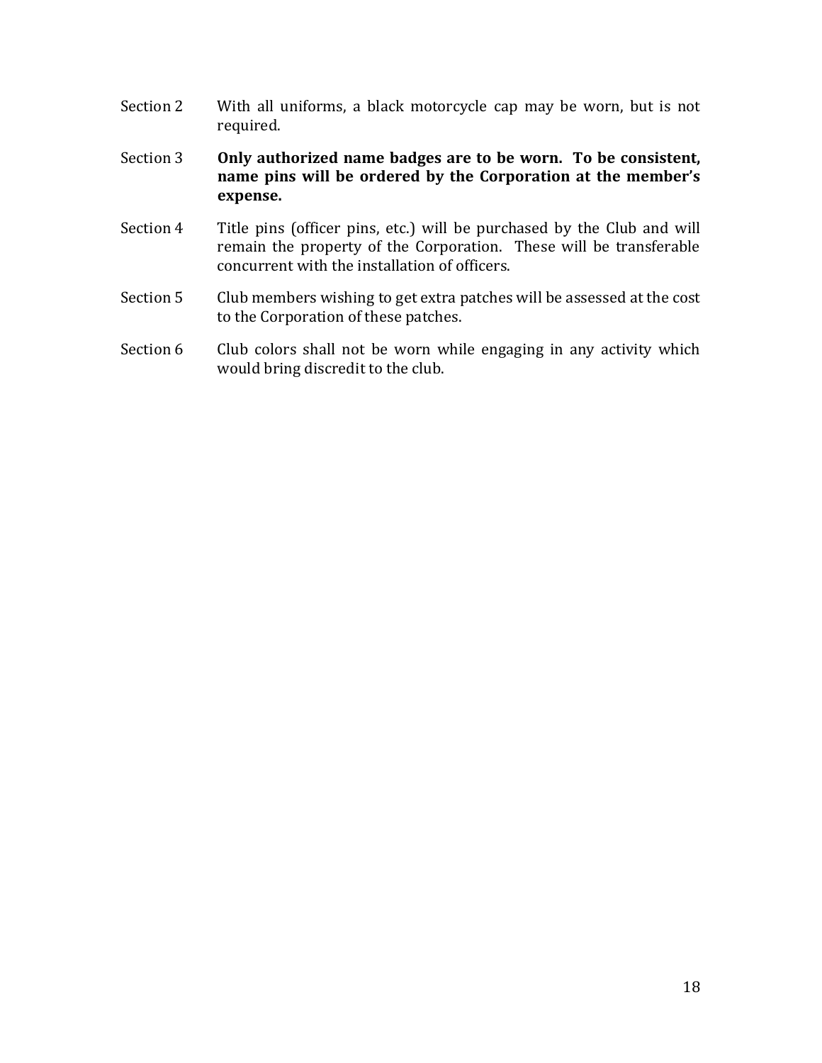Section 2 With all uniforms, a black motorcycle cap may be worn, but is not required.

Section 3 **Only authorized name badges are to be worn. To be consistent, name pins will be ordered by the Corporation at the member's expense.**

Section 4 Title pins (officer pins, etc.) will be purchased by the Club and will remain the property of the Corporation. These will be transferable concurrent with the installation of officers.

Section 5 Club members wishing to get extra patches will be assessed at the cost to the Corporation of these patches.

Section 6 Club colors shall not be worn while engaging in any activity which would bring discredit to the club.